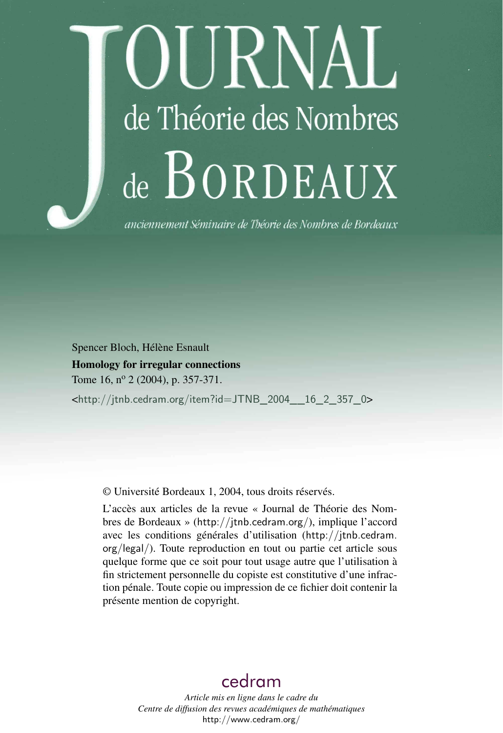# Journal de Théorie des Nombres de Bordeaux

*anciennement Séminaire de Théorie des Nombres de Bordeaux*

Spencer Bloch, Hélène Esnault

**Homology for irregular connections**

Tome 16, n$^{o}$ 2 (2004), p. 357-371.

<http://jtnb.cedram.org/item?id=JTNB_2004__16_2_357_0>

© Université Bordeaux 1, 2004, tous droits réservés.

L'accès aux articles de la revue « Journal de Théorie des Nombres de Bordeaux » (http://jtnb.cedram.org/), implique l'accord avec les conditions générales d'utilisation (http://jtnb.cedram.org/legal/). Toute reproduction en tout ou partie cet article sous quelque forme que ce soit pour tout usage autre que l'utilisation à fin strictement personnelle du copiste est constitutive d'une infraction pénale. Toute copie ou impression de ce fichier doit contenir la présente mention de copyright.

cedram

*Article mis en ligne dans le cadre du*
*Centre de diffusion des revues académiques de mathématiques*
http://www.cedram.org/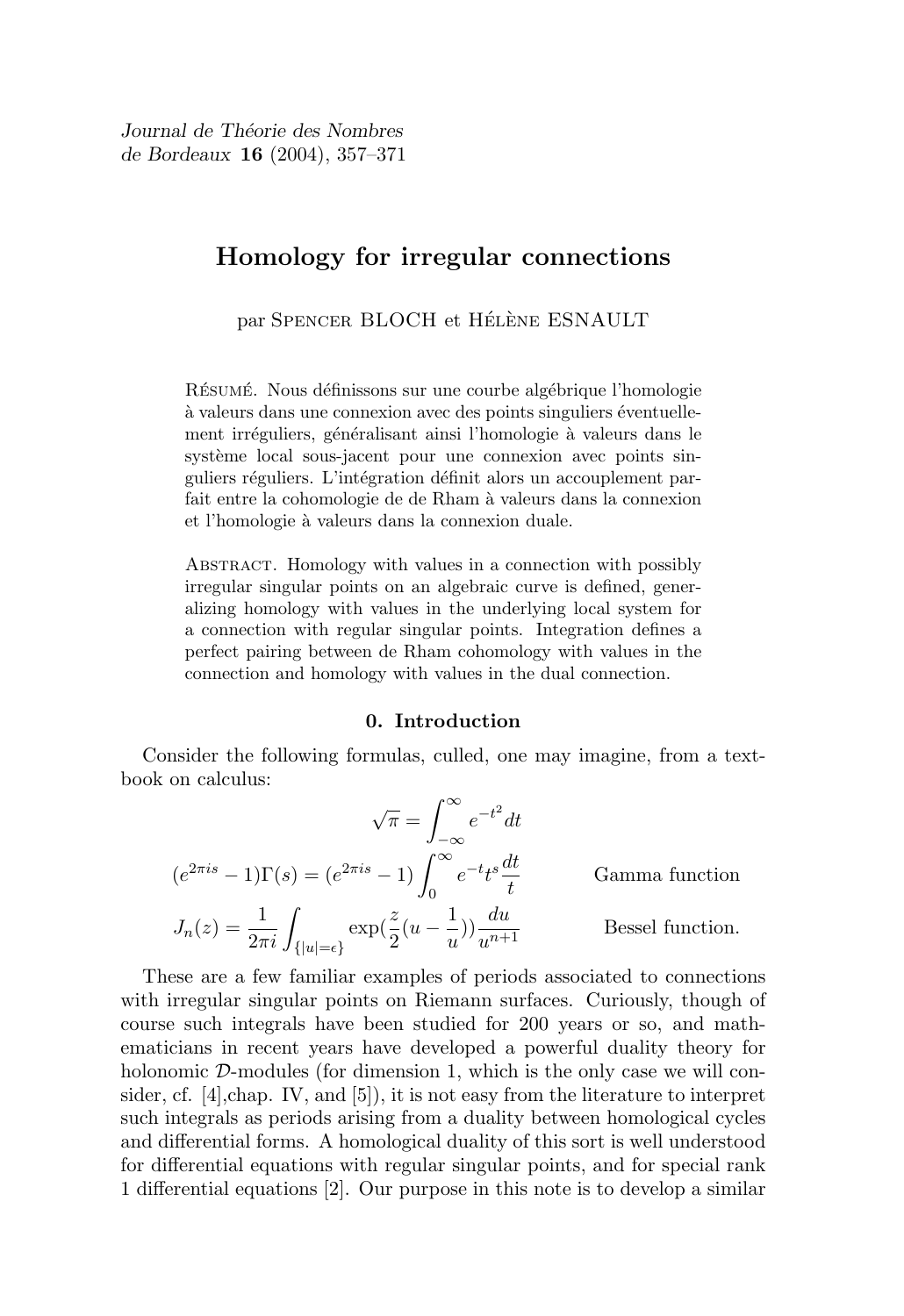Journal de Théorie des Nombres
de Bordeaux **16** (2004), 357–371

# Homology for irregular connections

par Spencer BLOCH et Hélène ESNAULT

Résumé. Nous définissons sur une courbe algébrique l'homologie à valeurs dans une connexion avec des points singuliers éventuellement irréguliers, généralisant ainsi l'homologie à valeurs dans le système local sous-jacent pour une connexion avec points singuliers réguliers. L'intégration définit alors un accouplement parfait entre la cohomologie de de Rham à valeurs dans la connexion et l'homologie à valeurs dans la connexion duale.

Abstract. Homology with values in a connection with possibly irregular singular points on an algebraic curve is defined, generalizing homology with values in the underlying local system for a connection with regular singular points. Integration defines a perfect pairing between de Rham cohomology with values in the connection and homology with values in the dual connection.

## 0. Introduction

Consider the following formulas, culled, one may imagine, from a textbook on calculus:

$$\sqrt{\pi} = \int_{-\infty}^{\infty} e^{-t^2} dt$$

$$(e^{2\pi is} - 1)\Gamma(s) = (e^{2\pi is} - 1)\int_0^{\infty} e^{-t} t^s \frac{dt}{t} \qquad \text{Gamma function}$$

$$J_n(z) = \frac{1}{2\pi i}\int_{\{|u|=\epsilon\}} \exp(\frac{z}{2}(u - \frac{1}{u}))\frac{du}{u^{n+1}} \qquad \text{Bessel function.}$$

These are a few familiar examples of periods associated to connections with irregular singular points on Riemann surfaces. Curiously, though of course such integrals have been studied for 200 years or so, and mathematicians in recent years have developed a powerful duality theory for holonomic $\mathcal{D}$-modules (for dimension 1, which is the only case we will consider, cf. [4],chap. IV, and [5]), it is not easy from the literature to interpret such integrals as periods arising from a duality between homological cycles and differential forms. A homological duality of this sort is well understood for differential equations with regular singular points, and for special rank 1 differential equations [2]. Our purpose in this note is to develop a similar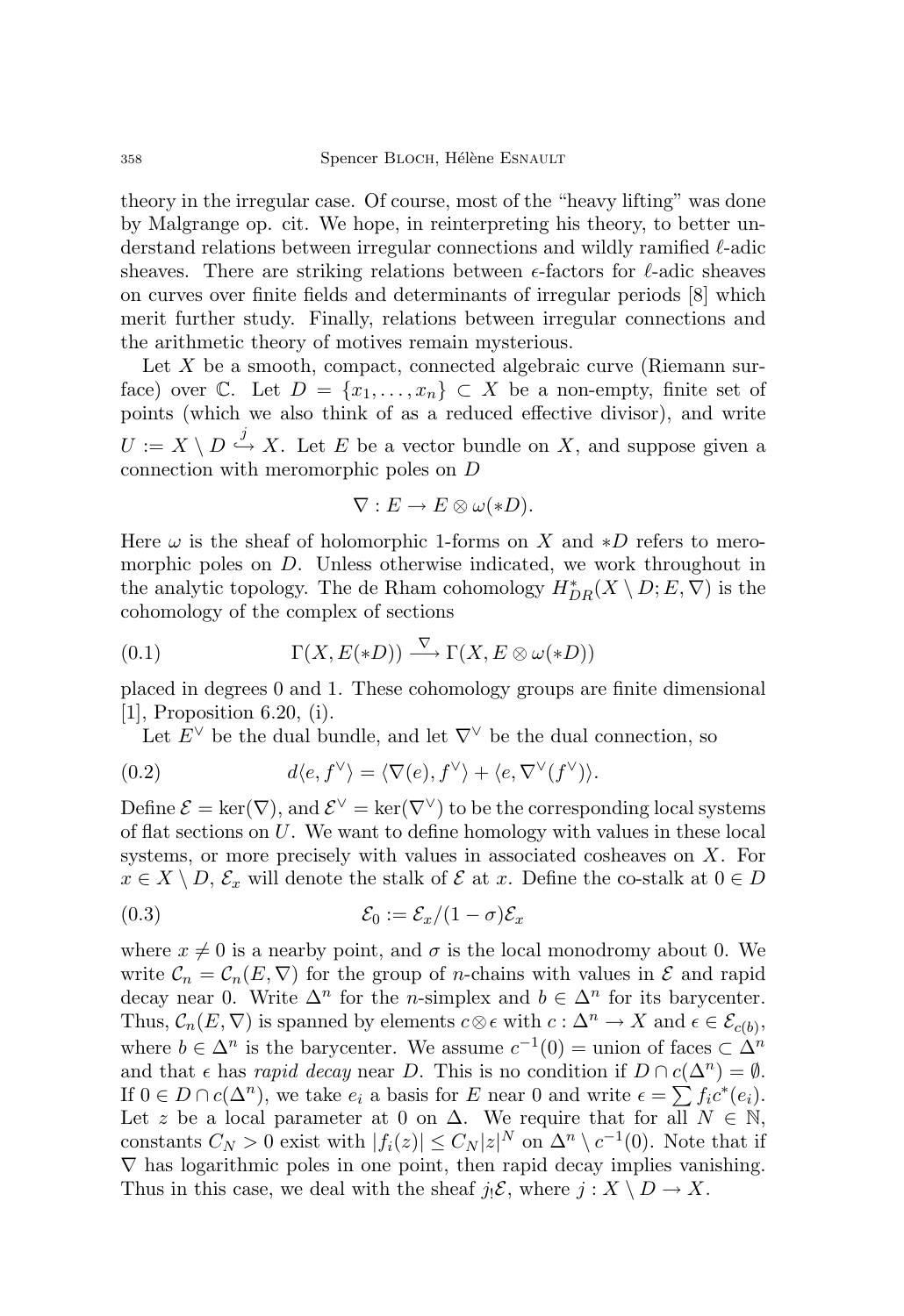theory in the irregular case. Of course, most of the "heavy lifting" was done by Malgrange op. cit. We hope, in reinterpreting his theory, to better understand relations between irregular connections and wildly ramified $\ell$-adic sheaves. There are striking relations between $\epsilon$-factors for $\ell$-adic sheaves on curves over finite fields and determinants of irregular periods [8] which merit further study. Finally, relations between irregular connections and the arithmetic theory of motives remain mysterious.

Let $X$ be a smooth, compact, connected algebraic curve (Riemann surface) over $\mathbb{C}$. Let $D = \{x_1, \ldots, x_n\} \subset X$ be a non-empty, finite set of points (which we also think of as a reduced effective divisor), and write $U := X \setminus D \overset{j}{\hookrightarrow} X$. Let $E$ be a vector bundle on $X$, and suppose given a connection with meromorphic poles on $D$

$$\nabla : E \to E \otimes \omega(*D).$$

Here $\omega$ is the sheaf of holomorphic 1-forms on $X$ and $*D$ refers to meromorphic poles on $D$. Unless otherwise indicated, we work throughout in the analytic topology. The de Rham cohomology $H^*_{DR}(X \setminus D; E, \nabla)$ is the cohomology of the complex of sections

$$\Gamma(X, E(*D)) \xrightarrow{\nabla} \Gamma(X, E \otimes \omega(*D)) \tag{0.1}$$

placed in degrees 0 and 1. These cohomology groups are finite dimensional [1], Proposition 6.20, (i).

Let $E^\vee$ be the dual bundle, and let $\nabla^\vee$ be the dual connection, so

$$d\langle e, f^\vee\rangle = \langle \nabla(e), f^\vee\rangle + \langle e, \nabla^\vee(f^\vee)\rangle. \tag{0.2}$$

Define $\mathcal{E} = \ker(\nabla)$, and $\mathcal{E}^\vee = \ker(\nabla^\vee)$ to be the corresponding local systems of flat sections on $U$. We want to define homology with values in these local systems, or more precisely with values in associated cosheaves on $X$. For $x \in X \setminus D$, $\mathcal{E}_x$ will denote the stalk of $\mathcal{E}$ at $x$. Define the co-stalk at $0 \in D$

$$\mathcal{E}_0 := \mathcal{E}_x / (1 - \sigma)\mathcal{E}_x \tag{0.3}$$

where $x \neq 0$ is a nearby point, and $\sigma$ is the local monodromy about 0. We write $\mathcal{C}_n = \mathcal{C}_n(E, \nabla)$ for the group of $n$-chains with values in $\mathcal{E}$ and rapid decay near 0. Write $\Delta^n$ for the $n$-simplex and $b \in \Delta^n$ for its barycenter. Thus, $\mathcal{C}_n(E, \nabla)$ is spanned by elements $c \otimes \epsilon$ with $c : \Delta^n \to X$ and $\epsilon \in \mathcal{E}_{c(b)}$, where $b \in \Delta^n$ is the barycenter. We assume $c^{-1}(0) =$ union of faces $\subset \Delta^n$ and that $\epsilon$ has *rapid decay* near $D$. This is no condition if $D \cap c(\Delta^n) = \emptyset$. If $0 \in D \cap c(\Delta^n)$, we take $e_i$ a basis for $E$ near 0 and write $\epsilon = \sum f_i c^*(e_i)$. Let $z$ be a local parameter at 0 on $\Delta$. We require that for all $N \in \mathbb{N}$, constants $C_N > 0$ exist with $|f_i(z)| \leq C_N |z|^N$ on $\Delta^n \setminus c^{-1}(0)$. Note that if $\nabla$ has logarithmic poles in one point, then rapid decay implies vanishing. Thus in this case, we deal with the sheaf $j_!\mathcal{E}$, where $j : X \setminus D \to X$.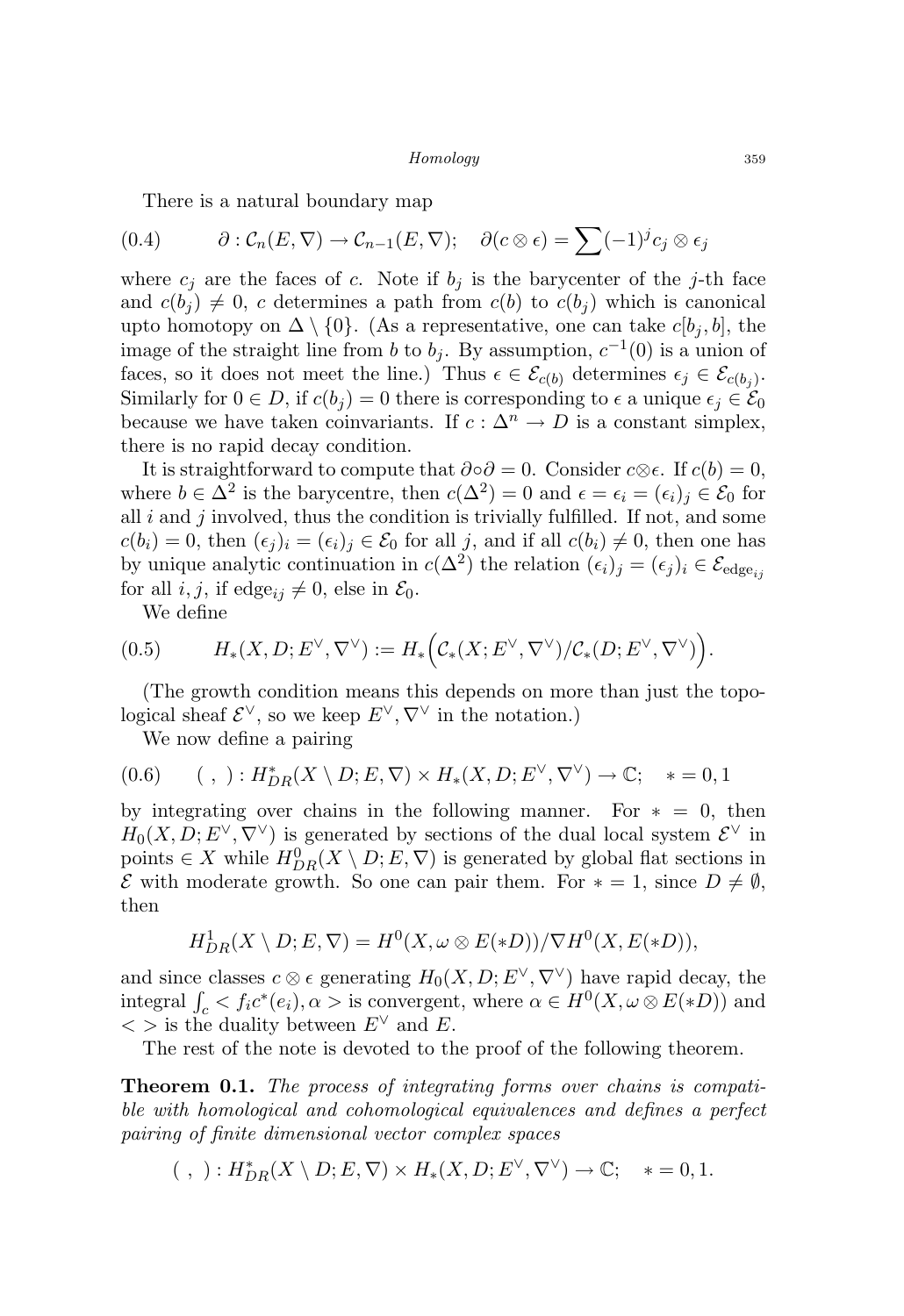There is a natural boundary map

$$\partial : \mathcal{C}_n(E, \nabla) \to \mathcal{C}_{n-1}(E, \nabla); \quad \partial(c \otimes \epsilon) = \sum (-1)^j c_j \otimes \epsilon_j \tag{0.4}$$

where $c_j$ are the faces of $c$. Note if $b_j$ is the barycenter of the $j$-th face and $c(b_j) \neq 0$, $c$ determines a path from $c(b)$ to $c(b_j)$ which is canonical upto homotopy on $\Delta \setminus \{0\}$. (As a representative, one can take $c[b_j, b]$, the image of the straight line from $b$ to $b_j$. By assumption, $c^{-1}(0)$ is a union of faces, so it does not meet the line.) Thus $\epsilon \in \mathcal{E}_{c(b)}$ determines $\epsilon_j \in \mathcal{E}_{c(b_j)}$. Similarly for $0 \in D$, if $c(b_j) = 0$ there is corresponding to $\epsilon$ a unique $\epsilon_j \in \mathcal{E}_0$ because we have taken coinvariants. If $c : \Delta^n \to D$ is a constant simplex, there is no rapid decay condition.

It is straightforward to compute that $\partial \circ \partial = 0$. Consider $c \otimes \epsilon$. If $c(b) = 0$, where $b \in \Delta^2$ is the barycentre, then $c(\Delta^2) = 0$ and $\epsilon = \epsilon_i = (\epsilon_i)_j \in \mathcal{E}_0$ for all $i$ and $j$ involved, thus the condition is trivially fulfilled. If not, and some $c(b_i) = 0$, then $(\epsilon_j)_i = (\epsilon_i)_j \in \mathcal{E}_0$ for all $j$, and if all $c(b_i) \neq 0$, then one has by unique analytic continuation in $c(\Delta^2)$ the relation $(\epsilon_i)_j = (\epsilon_j)_i \in \mathcal{E}_{\mathrm{edge}_{ij}}$ for all $i, j$, if $\mathrm{edge}_{ij} \neq 0$, else in $\mathcal{E}_0$.

We define

$$H_*(X, D; E^\vee, \nabla^\vee) := H_*\Big(\mathcal{C}_*(X; E^\vee, \nabla^\vee)/\mathcal{C}_*(D; E^\vee, \nabla^\vee)\Big). \tag{0.5}$$

(The growth condition means this depends on more than just the topological sheaf $\mathcal{E}^\vee$, so we keep $E^\vee, \nabla^\vee$ in the notation.)

We now define a pairing

$$(\ ,\ ) : H^*_{DR}(X \setminus D; E, \nabla) \times H_*(X, D; E^\vee, \nabla^\vee) \to \mathbb{C}; \quad * = 0, 1 \tag{0.6}$$

by integrating over chains in the following manner. For $* = 0$, then $H_0(X, D; E^\vee, \nabla^\vee)$ is generated by sections of the dual local system $\mathcal{E}^\vee$ in points $\in X$ while $H^0_{DR}(X \setminus D; E, \nabla)$ is generated by global flat sections in $\mathcal{E}$ with moderate growth. So one can pair them. For $* = 1$, since $D \neq \emptyset$, then

$$H^1_{DR}(X \setminus D; E, \nabla) = H^0(X, \omega \otimes E(*D))/\nabla H^0(X, E(*D)),$$

and since classes $c \otimes \epsilon$ generating $H_0(X, D; E^\vee, \nabla^\vee)$ have rapid decay, the integral $\int_c < f_i c^*(e_i), \alpha >$ is convergent, where $\alpha \in H^0(X, \omega \otimes E(*D))$ and $< >$ is the duality between $E^\vee$ and $E$.

The rest of the note is devoted to the proof of the following theorem.

**Theorem 0.1.** *The process of integrating forms over chains is compatible with homological and cohomological equivalences and defines a perfect pairing of finite dimensional vector complex spaces*

$$(\ ,\ ) : H^*_{DR}(X \setminus D; E, \nabla) \times H_*(X, D; E^\vee, \nabla^\vee) \to \mathbb{C}; \quad * = 0, 1.$$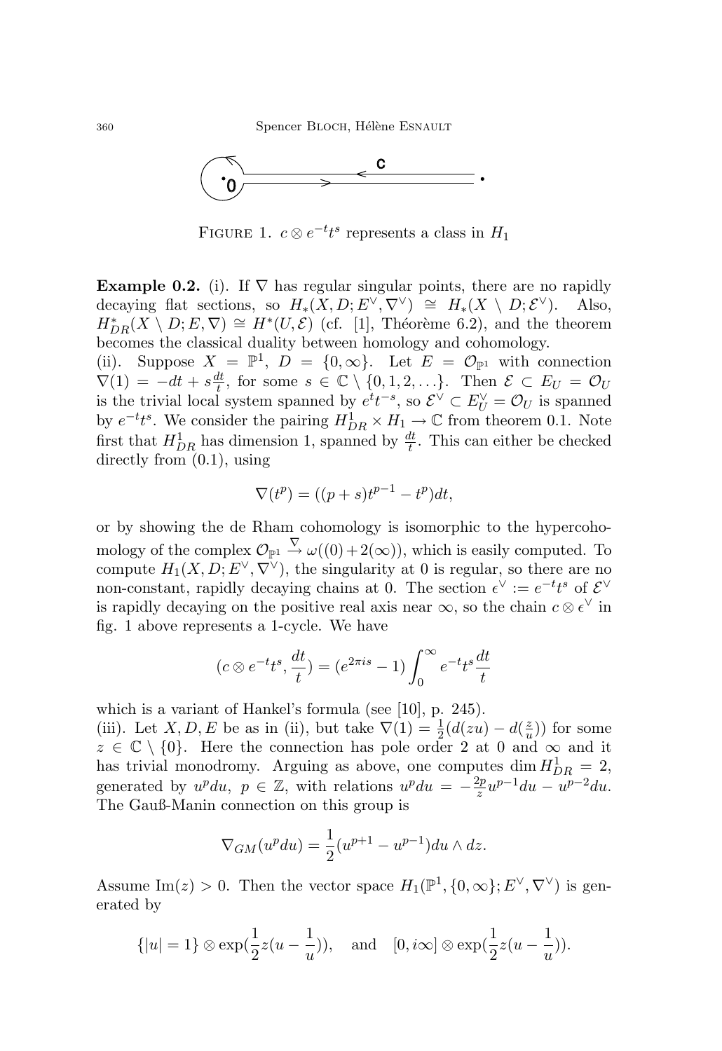FIGURE 1. $c \otimes e^{-t}t^s$ represents a class in $H_1$

**Example 0.2.** (i). If $\nabla$ has regular singular points, there are no rapidly decaying flat sections, so $H_*(X, D; E^\vee, \nabla^\vee) \cong H_*(X \setminus D; \mathcal{E}^\vee)$. Also, $H^*_{DR}(X \setminus D; E, \nabla) \cong H^*(U, \mathcal{E})$ (cf. [1], Théorème 6.2), and the theorem becomes the classical duality between homology and cohomology.

(ii). Suppose $X = \mathbb{P}^1$, $D = \{0, \infty\}$. Let $E = \mathcal{O}_{\mathbb{P}^1}$ with connection $\nabla(1) = -dt + s\frac{dt}{t}$, for some $s \in \mathbb{C} \setminus \{0, 1, 2, \ldots\}$. Then $\mathcal{E} \subset E_U = \mathcal{O}_U$ is the trivial local system spanned by $e^t t^{-s}$, so $\mathcal{E}^\vee \subset E_U^\vee = \mathcal{O}_U$ is spanned by $e^{-t}t^s$. We consider the pairing $H^1_{DR} \times H_1 \to \mathbb{C}$ from theorem 0.1. Note first that $H^1_{DR}$ has dimension 1, spanned by $\frac{dt}{t}$. This can either be checked directly from (0.1), using

$$\nabla(t^p) = ((p+s)t^{p-1} - t^p)dt,$$

or by showing the de Rham cohomology is isomorphic to the hypercohomology of the complex $\mathcal{O}_{\mathbb{P}^1} \xrightarrow{\nabla} \omega((0) + 2(\infty))$, which is easily computed. To compute $H_1(X, D; E^\vee, \nabla^\vee)$, the singularity at 0 is regular, so there are no non-constant, rapidly decaying chains at 0. The section $\epsilon^\vee := e^{-t}t^s$ of $\mathcal{E}^\vee$ is rapidly decaying on the positive real axis near $\infty$, so the chain $c \otimes \epsilon^\vee$ in fig. 1 above represents a 1-cycle. We have

$$(c \otimes e^{-t}t^s, \frac{dt}{t}) = (e^{2\pi i s} - 1)\int_0^\infty e^{-t}t^s \frac{dt}{t}$$

which is a variant of Hankel's formula (see [10], p. 245).

(iii). Let $X, D, E$ be as in (ii), but take $\nabla(1) = \frac{1}{2}(d(zu) - d(\frac{z}{u}))$ for some $z \in \mathbb{C} \setminus \{0\}$. Here the connection has pole order 2 at 0 and $\infty$ and it has trivial monodromy. Arguing as above, one computes $\dim H^1_{DR} = 2$, generated by $u^p du$, $p \in \mathbb{Z}$, with relations $u^p du = -\frac{2p}{z}u^{p-1}du - u^{p-2}du$. The Gauß-Manin connection on this group is

$$\nabla_{GM}(u^p du) = \frac{1}{2}(u^{p+1} - u^{p-1})du \wedge dz.$$

Assume $\mathrm{Im}(z) > 0$. Then the vector space $H_1(\mathbb{P}^1, \{0, \infty\}; E^\vee, \nabla^\vee)$ is generated by

$$\{|u| = 1\} \otimes \exp(\frac{1}{2}z(u - \frac{1}{u})), \quad \text{and} \quad [0, i\infty] \otimes \exp(\frac{1}{2}z(u - \frac{1}{u})).$$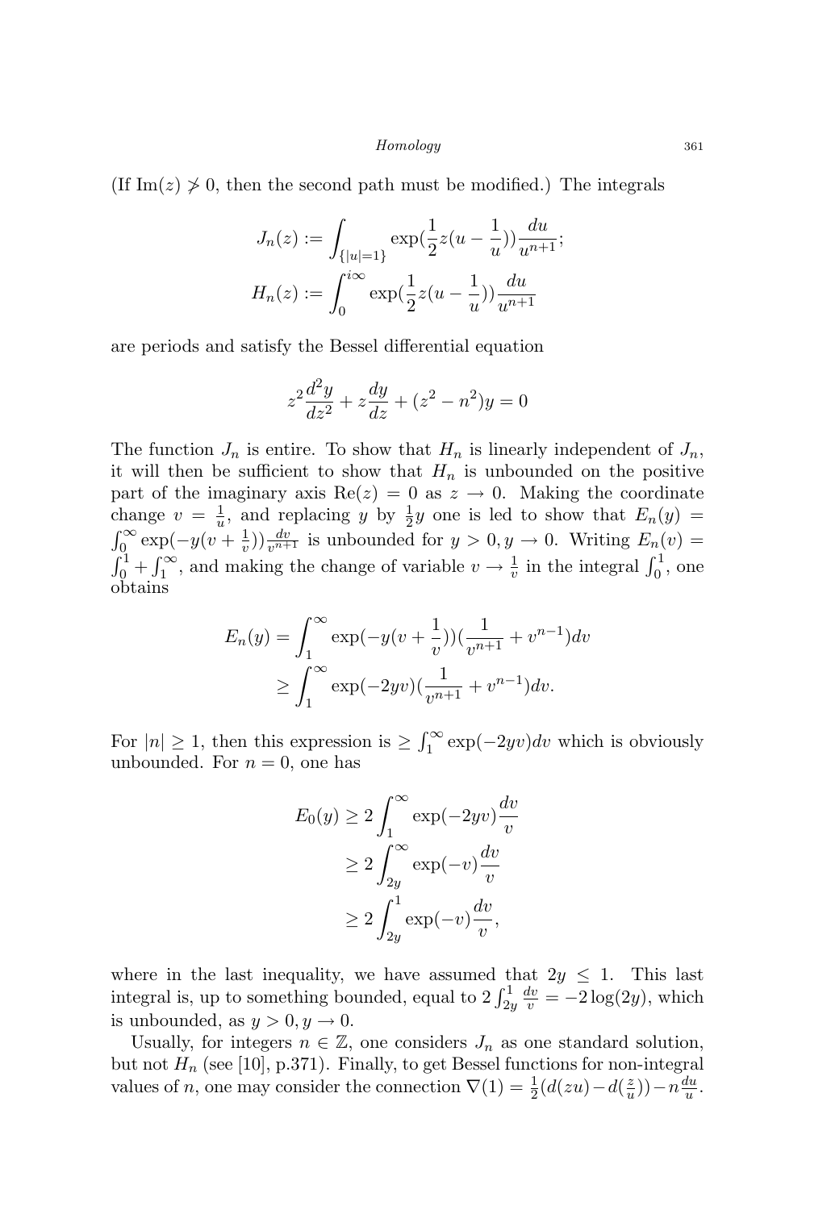(If $\mathrm{Im}(z) \not> 0$, then the second path must be modified.) The integrals

$$J_n(z) := \int_{\{|u|=1\}} \exp(\frac{1}{2}z(u - \frac{1}{u}))\frac{du}{u^{n+1}};$$
$$H_n(z) := \int_0^{i\infty} \exp(\frac{1}{2}z(u - \frac{1}{u}))\frac{du}{u^{n+1}}$$

are periods and satisfy the Bessel differential equation

$$z^2\frac{d^2y}{dz^2} + z\frac{dy}{dz} + (z^2 - n^2)y = 0$$

The function $J_n$ is entire. To show that $H_n$ is linearly independent of $J_n$, it will then be sufficient to show that $H_n$ is unbounded on the positive part of the imaginary axis $\mathrm{Re}(z) = 0$ as $z \to 0$. Making the coordinate change $v = \frac{1}{u}$, and replacing $y$ by $\frac{1}{2}y$ one is led to show that $E_n(y) = \int_0^\infty \exp(-y(v + \frac{1}{v}))\frac{dv}{v^{n+1}}$ is unbounded for $y > 0, y \to 0$. Writing $E_n(v) = \int_0^1 + \int_1^\infty$, and making the change of variable $v \to \frac{1}{v}$ in the integral $\int_0^1$, one obtains

$$\begin{aligned} E_n(y) &= \int_1^\infty \exp(-y(v + \frac{1}{v}))(\frac{1}{v^{n+1}} + v^{n-1})dv \\ &\geq \int_1^\infty \exp(-2yv)(\frac{1}{v^{n+1}} + v^{n-1})dv. \end{aligned}$$

For $|n| \geq 1$, then this expression is $\geq \int_1^\infty \exp(-2yv)dv$ which is obviously unbounded. For $n = 0$, one has

$$\begin{aligned} E_0(y) &\geq 2\int_1^\infty \exp(-2yv)\frac{dv}{v} \\ &\geq 2\int_{2y}^\infty \exp(-v)\frac{dv}{v} \\ &\geq 2\int_{2y}^1 \exp(-v)\frac{dv}{v}, \end{aligned}$$

where in the last inequality, we have assumed that $2y \leq 1$. This last integral is, up to something bounded, equal to $2\int_{2y}^1 \frac{dv}{v} = -2\log(2y)$, which is unbounded, as $y > 0, y \to 0$.

Usually, for integers $n \in \mathbb{Z}$, one considers $J_n$ as one standard solution, but not $H_n$ (see [10], p.371). Finally, to get Bessel functions for non-integral values of $n$, one may consider the connection $\nabla(1) = \frac{1}{2}(d(zu) - d(\frac{z}{u})) - n\frac{du}{u}$.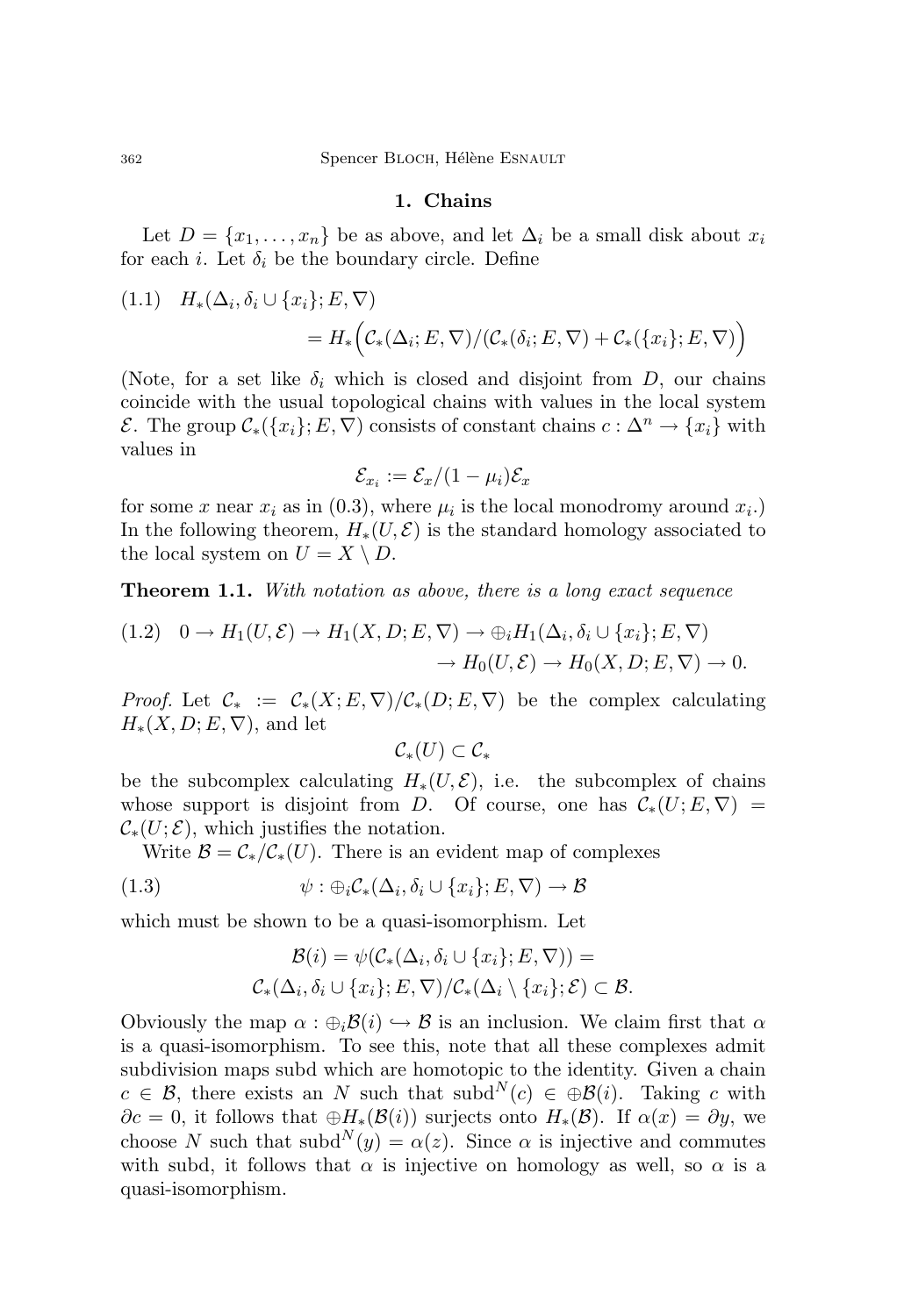## 1. Chains

Let $D = \{x_1, \ldots, x_n\}$ be as above, and let $\Delta_i$ be a small disk about $x_i$ for each $i$. Let $\delta_i$ be the boundary circle. Define

$$
\begin{aligned}
(1.1)\quad & H_*(\Delta_i, \delta_i \cup \{x_i\}; E, \nabla) \\
&\qquad = H_*\Big(\mathcal{C}_*(\Delta_i; E, \nabla)/(\mathcal{C}_*(\delta_i; E, \nabla) + \mathcal{C}_*(\{x_i\}; E, \nabla)\Big)
\end{aligned}
$$

(Note, for a set like $\delta_i$ which is closed and disjoint from $D$, our chains coincide with the usual topological chains with values in the local system $\mathcal{E}$. The group $\mathcal{C}_*(\{x_i\}; E, \nabla)$ consists of constant chains $c : \Delta^n \to \{x_i\}$ with values in

$$
\mathcal{E}_{x_i} := \mathcal{E}_x/(1 - \mu_i)\mathcal{E}_x
$$

for some $x$ near $x_i$ as in (0.3), where $\mu_i$ is the local monodromy around $x_i$.) In the following theorem, $H_*(U, \mathcal{E})$ is the standard homology associated to the local system on $U = X \setminus D$.

**Theorem 1.1.** *With notation as above, there is a long exact sequence*

$$
\begin{aligned}
(1.2)\quad 0 \to H_1(U, \mathcal{E}) \to H_1(X, D; E, \nabla) \to \oplus_i H_1(\Delta_i, \delta_i \cup \{x_i\}; E, \nabla) \\
\to H_0(U, \mathcal{E}) \to H_0(X, D; E, \nabla) \to 0.
\end{aligned}
$$

*Proof.* Let $\mathcal{C}_* := \mathcal{C}_*(X; E, \nabla)/\mathcal{C}_*(D; E, \nabla)$ be the complex calculating $H_*(X, D; E, \nabla)$, and let

$$
\mathcal{C}_*(U) \subset \mathcal{C}_*
$$

be the subcomplex calculating $H_*(U, \mathcal{E})$, i.e. the subcomplex of chains whose support is disjoint from $D$. Of course, one has $\mathcal{C}_*(U; E, \nabla) = \mathcal{C}_*(U; \mathcal{E})$, which justifies the notation.

Write $\mathcal{B} = \mathcal{C}_*/\mathcal{C}_*(U)$. There is an evident map of complexes

$$
(1.3)\qquad \psi : \oplus_i \mathcal{C}_*(\Delta_i, \delta_i \cup \{x_i\}; E, \nabla) \to \mathcal{B}
$$

which must be shown to be a quasi-isomorphism. Let

$$
\mathcal{B}(i) = \psi(\mathcal{C}_*(\Delta_i, \delta_i \cup \{x_i\}; E, \nabla)) = \\
\mathcal{C}_*(\Delta_i, \delta_i \cup \{x_i\}; E, \nabla)/\mathcal{C}_*(\Delta_i \setminus \{x_i\}; \mathcal{E}) \subset \mathcal{B}.
$$

Obviously the map $\alpha : \oplus_i \mathcal{B}(i) \hookrightarrow \mathcal{B}$ is an inclusion. We claim first that $\alpha$ is a quasi-isomorphism. To see this, note that all these complexes admit subdivision maps subd which are homotopic to the identity. Given a chain $c \in \mathcal{B}$, there exists an $N$ such that $\mathrm{subd}^N(c) \in \oplus \mathcal{B}(i)$. Taking $c$ with $\partial c = 0$, it follows that $\oplus H_*(\mathcal{B}(i))$ surjects onto $H_*(\mathcal{B})$. If $\alpha(x) = \partial y$, we choose $N$ such that $\mathrm{subd}^N(y) = \alpha(z)$. Since $\alpha$ is injective and commutes with subd, it follows that $\alpha$ is injective on homology as well, so $\alpha$ is a quasi-isomorphism.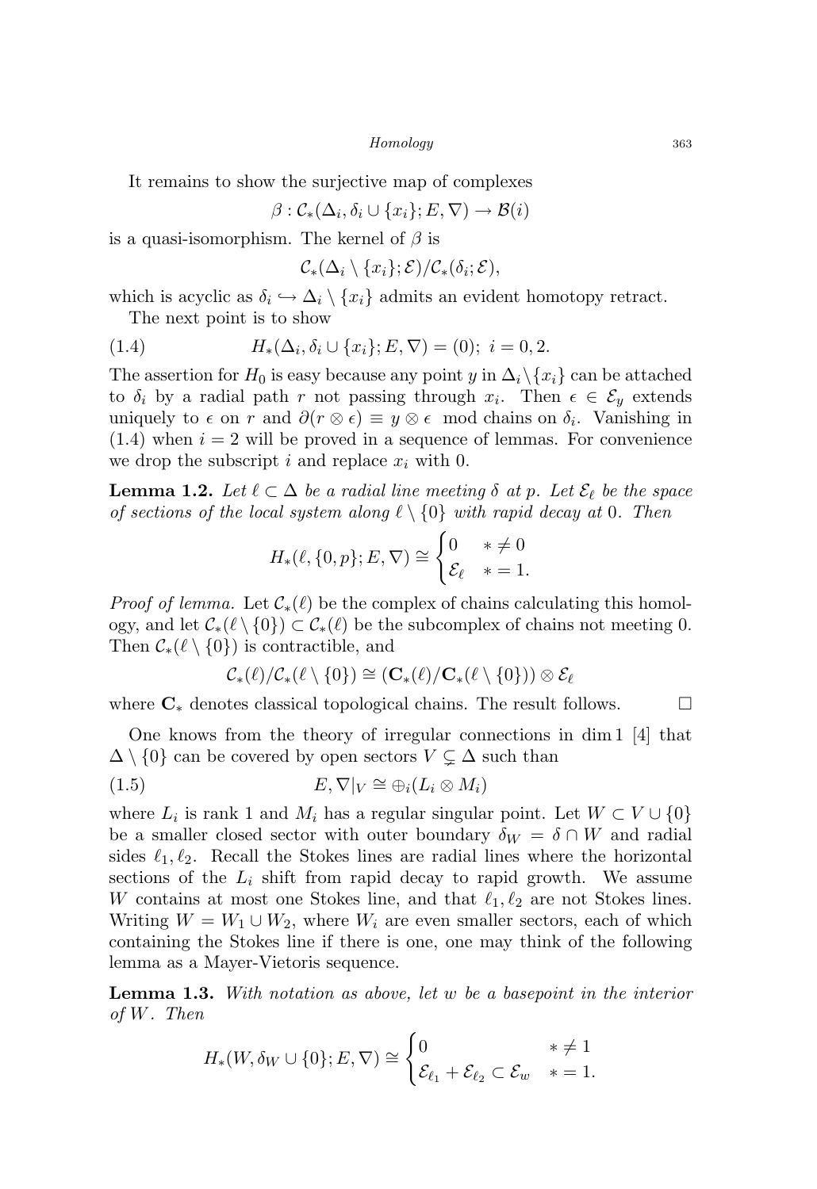It remains to show the surjective map of complexes

$$\beta : \mathcal{C}_*(\Delta_i, \delta_i \cup \{x_i\}; E, \nabla) \to \mathcal{B}(i)$$

is a quasi-isomorphism. The kernel of $\beta$ is

$$\mathcal{C}_*(\Delta_i \setminus \{x_i\}; \mathcal{E})/\mathcal{C}_*(\delta_i; \mathcal{E}),$$

which is acyclic as $\delta_i \hookrightarrow \Delta_i \setminus \{x_i\}$ admits an evident homotopy retract.

The next point is to show

$$H_*(\Delta_i, \delta_i \cup \{x_i\}; E, \nabla) = (0); \; i = 0, 2. \tag{1.4}$$

The assertion for $H_0$ is easy because any point $y$ in $\Delta_i \setminus \{x_i\}$ can be attached to $\delta_i$ by a radial path $r$ not passing through $x_i$. Then $\epsilon \in \mathcal{E}_y$ extends uniquely to $\epsilon$ on $r$ and $\partial(r \otimes \epsilon) \equiv y \otimes \epsilon \mod$ chains on $\delta_i$. Vanishing in (1.4) when $i = 2$ will be proved in a sequence of lemmas. For convenience we drop the subscript $i$ and replace $x_i$ with 0.

**Lemma 1.2.** *Let $\ell \subset \Delta$ be a radial line meeting $\delta$ at $p$. Let $\mathcal{E}_\ell$ be the space of sections of the local system along $\ell \setminus \{0\}$ with rapid decay at 0. Then*

$$H_*(\ell, \{0, p\}; E, \nabla) \cong \begin{cases} 0 & * \neq 0 \\ \mathcal{E}_\ell & * = 1. \end{cases}$$

*Proof of lemma.* Let $\mathcal{C}_*(\ell)$ be the complex of chains calculating this homology, and let $\mathcal{C}_*(\ell \setminus \{0\}) \subset \mathcal{C}_*(\ell)$ be the subcomplex of chains not meeting 0. Then $\mathcal{C}_*(\ell \setminus \{0\})$ is contractible, and

$$\mathcal{C}_*(\ell)/\mathcal{C}_*(\ell \setminus \{0\}) \cong (\mathbf{C}_*(\ell)/\mathbf{C}_*(\ell \setminus \{0\})) \otimes \mathcal{E}_\ell$$

where $\mathbf{C}_*$ denotes classical topological chains. The result follows. $\square$

One knows from the theory of irregular connections in dim 1 [4] that $\Delta \setminus \{0\}$ can be covered by open sectors $V \subsetneq \Delta$ such than

$$E, \nabla|_V \cong \oplus_i (L_i \otimes M_i) \tag{1.5}$$

where $L_i$ is rank 1 and $M_i$ has a regular singular point. Let $W \subset V \cup \{0\}$ be a smaller closed sector with outer boundary $\delta_W = \delta \cap W$ and radial sides $\ell_1, \ell_2$. Recall the Stokes lines are radial lines where the horizontal sections of the $L_i$ shift from rapid decay to rapid growth. We assume $W$ contains at most one Stokes line, and that $\ell_1, \ell_2$ are not Stokes lines. Writing $W = W_1 \cup W_2$, where $W_i$ are even smaller sectors, each of which containing the Stokes line if there is one, one may think of the following lemma as a Mayer-Vietoris sequence.

**Lemma 1.3.** *With notation as above, let $w$ be a basepoint in the interior of $W$. Then*

$$H_*(W, \delta_W \cup \{0\}; E, \nabla) \cong \begin{cases} 0 & * \neq 1 \\ \mathcal{E}_{\ell_1} + \mathcal{E}_{\ell_2} \subset \mathcal{E}_w & * = 1. \end{cases}$$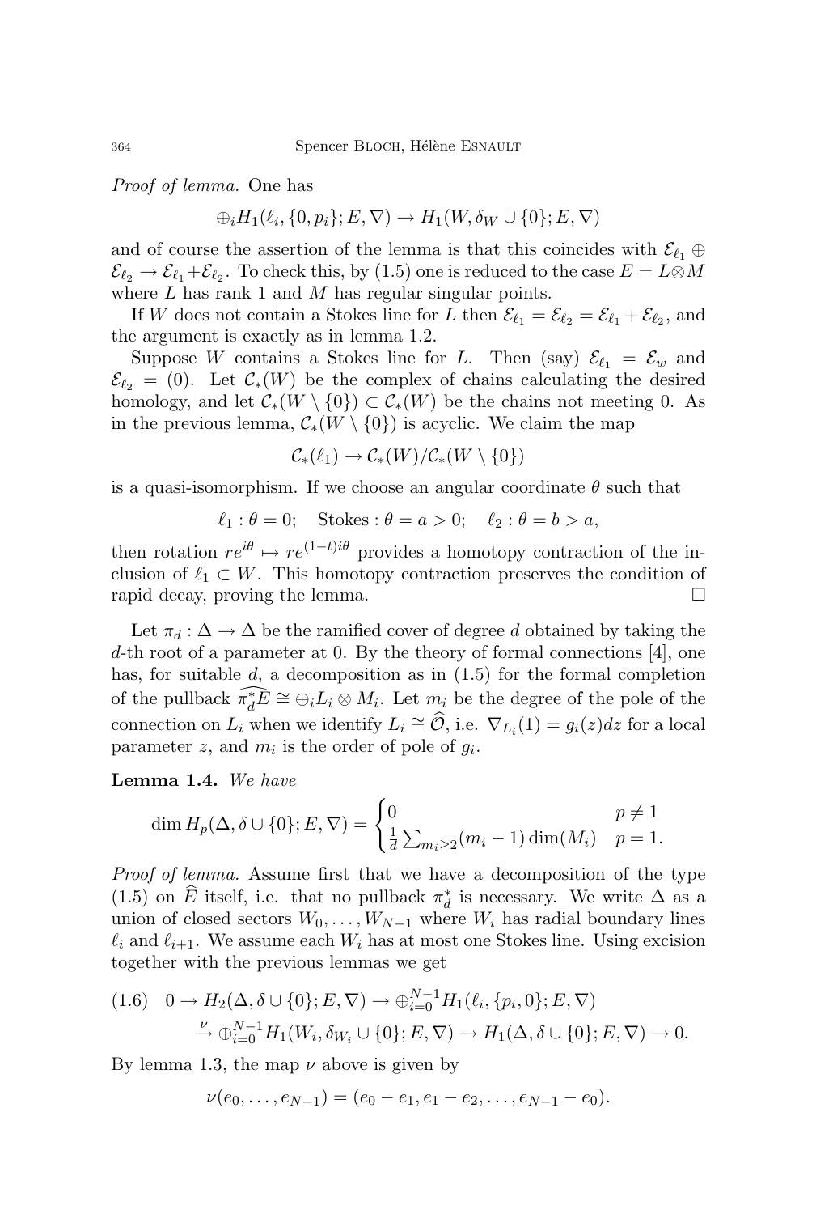*Proof of lemma.* One has

$$\oplus_i H_1(\ell_i, \{0, p_i\}; E, \nabla) \to H_1(W, \delta_W \cup \{0\}; E, \nabla)$$

and of course the assertion of the lemma is that this coincides with $\mathcal{E}_{\ell_1} \oplus \mathcal{E}_{\ell_2} \to \mathcal{E}_{\ell_1} + \mathcal{E}_{\ell_2}$. To check this, by (1.5) one is reduced to the case $E = L \otimes M$ where $L$ has rank 1 and $M$ has regular singular points.

If $W$ does not contain a Stokes line for $L$ then $\mathcal{E}_{\ell_1} = \mathcal{E}_{\ell_2} = \mathcal{E}_{\ell_1} + \mathcal{E}_{\ell_2}$, and the argument is exactly as in lemma 1.2.

Suppose $W$ contains a Stokes line for $L$. Then (say) $\mathcal{E}_{\ell_1} = \mathcal{E}_w$ and $\mathcal{E}_{\ell_2} = (0)$. Let $\mathcal{C}_*(W)$ be the complex of chains calculating the desired homology, and let $\mathcal{C}_*(W \setminus \{0\}) \subset \mathcal{C}_*(W)$ be the chains not meeting 0. As in the previous lemma, $\mathcal{C}_*(W \setminus \{0\})$ is acyclic. We claim the map

$$\mathcal{C}_*(\ell_1) \to \mathcal{C}_*(W)/\mathcal{C}_*(W \setminus \{0\})$$

is a quasi-isomorphism. If we choose an angular coordinate $\theta$ such that

$$\ell_1 : \theta = 0; \quad \text{Stokes} : \theta = a > 0; \quad \ell_2 : \theta = b > a,$$

then rotation $re^{i\theta} \mapsto re^{(1-t)i\theta}$ provides a homotopy contraction of the inclusion of $\ell_1 \subset W$. This homotopy contraction preserves the condition of rapid decay, proving the lemma. □

Let $\pi_d : \Delta \to \Delta$ be the ramified cover of degree $d$ obtained by taking the $d$-th root of a parameter at 0. By the theory of formal connections [4], one has, for suitable $d$, a decomposition as in (1.5) for the formal completion of the pullback $\widehat{\pi_d^* E} \cong \oplus_i L_i \otimes M_i$. Let $m_i$ be the degree of the pole of the connection on $L_i$ when we identify $L_i \cong \widehat{\mathcal{O}}$, i.e. $\nabla_{L_i}(1) = g_i(z)dz$ for a local parameter $z$, and $m_i$ is the order of pole of $g_i$.

**Lemma 1.4.** *We have*

$$\dim H_p(\Delta, \delta \cup \{0\}; E, \nabla) = \begin{cases} 0 & p \neq 1 \\ \frac{1}{d} \sum_{m_i \geq 2} (m_i - 1) \dim(M_i) & p = 1. \end{cases}$$

*Proof of lemma.* Assume first that we have a decomposition of the type (1.5) on $\widehat{E}$ itself, i.e. that no pullback $\pi_d^*$ is necessary. We write $\Delta$ as a union of closed sectors $W_0, \ldots, W_{N-1}$ where $W_i$ has radial boundary lines $\ell_i$ and $\ell_{i+1}$. We assume each $W_i$ has at most one Stokes line. Using excision together with the previous lemmas we get

$$\begin{aligned} (1.6) \quad 0 \to H_2(\Delta, \delta \cup \{0\}; E, \nabla) &\to \oplus_{i=0}^{N-1} H_1(\ell_i, \{p_i, 0\}; E, \nabla) \\ &\xrightarrow{\nu} \oplus_{i=0}^{N-1} H_1(W_i, \delta_{W_i} \cup \{0\}; E, \nabla) \to H_1(\Delta, \delta \cup \{0\}; E, \nabla) \to 0. \end{aligned}$$

By lemma 1.3, the map $\nu$ above is given by

$$\nu(e_0, \ldots, e_{N-1}) = (e_0 - e_1, e_1 - e_2, \ldots, e_{N-1} - e_0).$$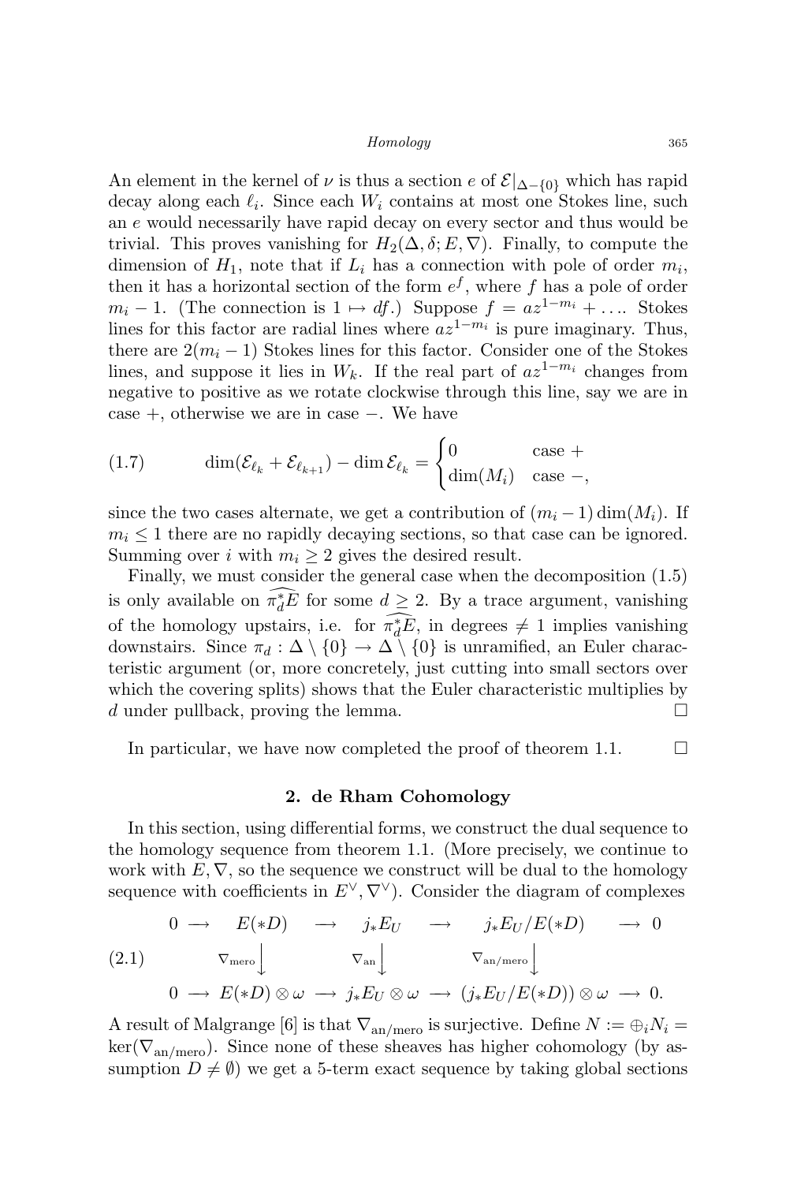An element in the kernel of $\nu$ is thus a section $e$ of $\mathcal{E}|_{\Delta-\{0\}}$ which has rapid decay along each $\ell_i$. Since each $W_i$ contains at most one Stokes line, such an $e$ would necessarily have rapid decay on every sector and thus would be trivial. This proves vanishing for $H_2(\Delta, \delta; E, \nabla)$. Finally, to compute the dimension of $H_1$, note that if $L_i$ has a connection with pole of order $m_i$, then it has a horizontal section of the form $e^f$, where $f$ has a pole of order $m_i - 1$. (The connection is $1 \mapsto df$.) Suppose $f = az^{1-m_i} + \ldots$. Stokes lines for this factor are radial lines where $az^{1-m_i}$ is pure imaginary. Thus, there are $2(m_i - 1)$ Stokes lines for this factor. Consider one of the Stokes lines, and suppose it lies in $W_k$. If the real part of $az^{1-m_i}$ changes from negative to positive as we rotate clockwise through this line, say we are in case $+$, otherwise we are in case $-$. We have

$$\dim(\mathcal{E}_{\ell_k} + \mathcal{E}_{\ell_{k+1}}) - \dim \mathcal{E}_{\ell_k} = \begin{cases} 0 & \text{case } + \\ \dim(M_i) & \text{case } -, \end{cases} \tag{1.7}$$

since the two cases alternate, we get a contribution of $(m_i - 1)\dim(M_i)$. If $m_i \leq 1$ there are no rapidly decaying sections, so that case can be ignored. Summing over $i$ with $m_i \geq 2$ gives the desired result.

Finally, we must consider the general case when the decomposition (1.5) is only available on $\widehat{\pi_d^* E}$ for some $d \geq 2$. By a trace argument, vanishing of the homology upstairs, i.e. for $\widehat{\pi_d^* E}$, in degrees $\neq 1$ implies vanishing downstairs. Since $\pi_d : \Delta \setminus \{0\} \to \Delta \setminus \{0\}$ is unramified, an Euler characteristic argument (or, more concretely, just cutting into small sectors over which the covering splits) shows that the Euler characteristic multiplies by $d$ under pullback, proving the lemma. □

In particular, we have now completed the proof of theorem 1.1. □

## 2. de Rham Cohomology

In this section, using differential forms, we construct the dual sequence to the homology sequence from theorem 1.1. (More precisely, we continue to work with $E, \nabla$, so the sequence we construct will be dual to the homology sequence with coefficients in $E^\vee, \nabla^\vee$). Consider the diagram of complexes

$$\begin{array}{ccccccccc} 0 & \longrightarrow & E(*D) & \longrightarrow & j_*E_U & \longrightarrow & j_*E_U/E(*D) & \longrightarrow & 0 \\ & & \downarrow{\scriptstyle \nabla_{\text{mero}}} & & \downarrow{\scriptstyle \nabla_{\text{an}}} & & \downarrow{\scriptstyle \nabla_{\text{an/mero}}} & & \\ 0 & \longrightarrow & E(*D) \otimes \omega & \longrightarrow & j_*E_U \otimes \omega & \longrightarrow & (j_*E_U/E(*D)) \otimes \omega & \longrightarrow & 0. \end{array} \tag{2.1}$$

A result of Malgrange [6] is that $\nabla_{\text{an/mero}}$ is surjective. Define $N := \oplus_i N_i = \ker(\nabla_{\text{an/mero}})$. Since none of these sheaves has higher cohomology (by assumption $D \neq \emptyset$) we get a 5-term exact sequence by taking global sections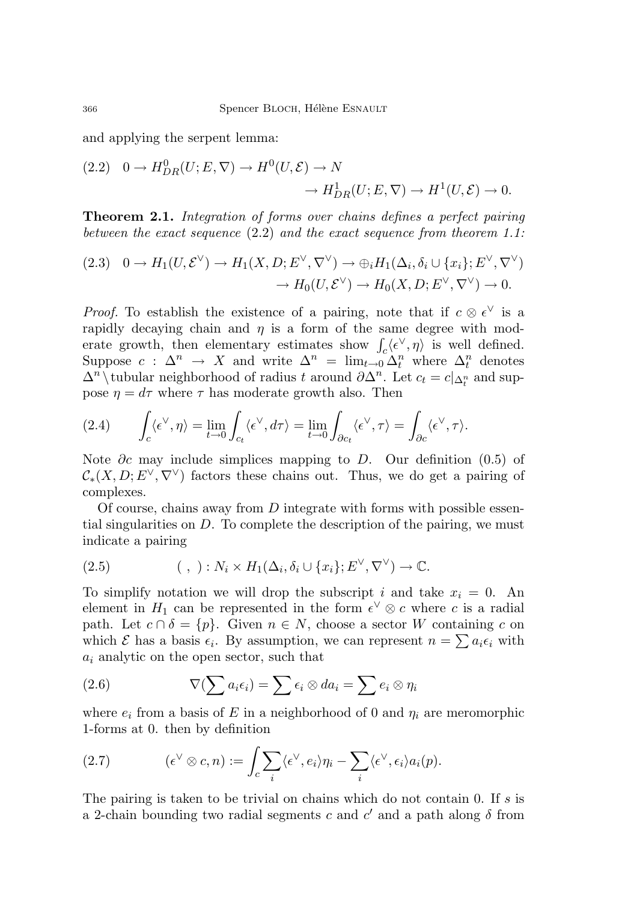and applying the serpent lemma:

$$(2.2)\quad 0 \to H^0_{DR}(U; E, \nabla) \to H^0(U, \mathcal{E}) \to N \to H^1_{DR}(U; E, \nabla) \to H^1(U, \mathcal{E}) \to 0.$$

**Theorem 2.1.** *Integration of forms over chains defines a perfect pairing between the exact sequence* (2.2) *and the exact sequence from theorem 1.1:*

$$(2.3)\quad 0 \to H_1(U, \mathcal{E}^\vee) \to H_1(X, D; E^\vee, \nabla^\vee) \to \oplus_i H_1(\Delta_i, \delta_i \cup \{x_i\}; E^\vee, \nabla^\vee) \to H_0(U, \mathcal{E}^\vee) \to H_0(X, D; E^\vee, \nabla^\vee) \to 0.$$

*Proof.* To establish the existence of a pairing, note that if $c \otimes \epsilon^\vee$ is a rapidly decaying chain and $\eta$ is a form of the same degree with moderate growth, then elementary estimates show $\int_c \langle \epsilon^\vee, \eta \rangle$ is well defined. Suppose $c : \Delta^n \to X$ and write $\Delta^n = \lim_{t \to 0} \Delta^n_t$ where $\Delta^n_t$ denotes $\Delta^n \setminus$ tubular neighborhood of radius $t$ around $\partial \Delta^n$. Let $c_t = c|_{\Delta^n_t}$ and suppose $\eta = d\tau$ where $\tau$ has moderate growth also. Then

$$(2.4)\qquad \int_c \langle \epsilon^\vee, \eta \rangle = \lim_{t \to 0} \int_{c_t} \langle \epsilon^\vee, d\tau \rangle = \lim_{t \to 0} \int_{\partial c_t} \langle \epsilon^\vee, \tau \rangle = \int_{\partial c} \langle \epsilon^\vee, \tau \rangle.$$

Note $\partial c$ may include simplices mapping to $D$. Our definition (0.5) of $\mathcal{C}_*(X, D; E^\vee, \nabla^\vee)$ factors these chains out. Thus, we do get a pairing of complexes.

Of course, chains away from $D$ integrate with forms with possible essential singularities on $D$. To complete the description of the pairing, we must indicate a pairing

$$(2.5)\qquad (\ ,\ ) : N_i \times H_1(\Delta_i, \delta_i \cup \{x_i\}; E^\vee, \nabla^\vee) \to \mathbb{C}.$$

To simplify notation we will drop the subscript $i$ and take $x_i = 0$. An element in $H_1$ can be represented in the form $\epsilon^\vee \otimes c$ where $c$ is a radial path. Let $c \cap \delta = \{p\}$. Given $n \in N$, choose a sector $W$ containing $c$ on which $\mathcal{E}$ has a basis $\epsilon_i$. By assumption, we can represent $n = \sum a_i \epsilon_i$ with $a_i$ analytic on the open sector, such that

$$(2.6)\qquad \nabla(\sum a_i \epsilon_i) = \sum \epsilon_i \otimes da_i = \sum e_i \otimes \eta_i$$

where $e_i$ from a basis of $E$ in a neighborhood of 0 and $\eta_i$ are meromorphic 1-forms at 0. then by definition

$$(2.7)\qquad (\epsilon^\vee \otimes c, n) := \int_c \sum_i \langle \epsilon^\vee, e_i \rangle \eta_i - \sum_i \langle \epsilon^\vee, \epsilon_i \rangle a_i(p).$$

The pairing is taken to be trivial on chains which do not contain 0. If $s$ is a 2-chain bounding two radial segments $c$ and $c'$ and a path along $\delta$ from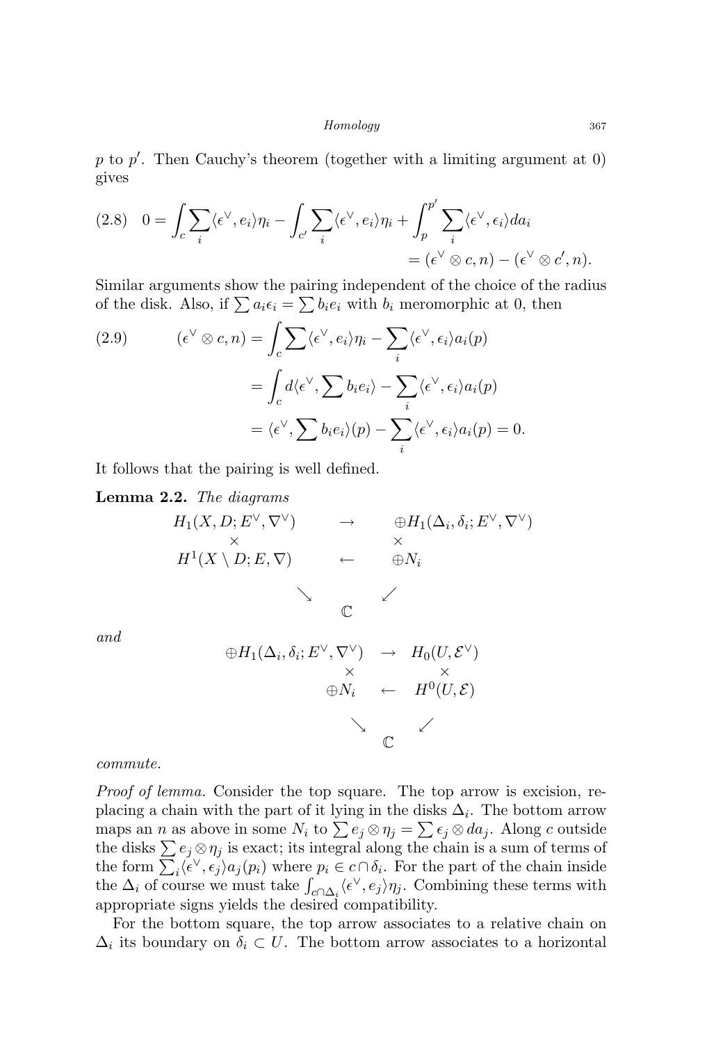$p$ to $p'$. Then Cauchy's theorem (together with a limiting argument at 0) gives

$$
\begin{aligned}
(2.8)\quad 0 = \int_c \sum_i \langle \epsilon^\vee, e_i \rangle \eta_i - \int_{c'} \sum_i \langle \epsilon^\vee, e_i \rangle \eta_i + \int_p^{p'} \sum_i \langle \epsilon^\vee, \epsilon_i \rangle da_i \\
= (\epsilon^\vee \otimes c, n) - (\epsilon^\vee \otimes c', n).
\end{aligned}
$$

Similar arguments show the pairing independent of the choice of the radius of the disk. Also, if $\sum a_i \epsilon_i = \sum b_i e_i$ with $b_i$ meromorphic at 0, then

$$
\begin{aligned}
(2.9)\qquad (\epsilon^\vee \otimes c, n) &= \int_c \sum \langle \epsilon^\vee, e_i \rangle \eta_i - \sum_i \langle \epsilon^\vee, \epsilon_i \rangle a_i(p) \\
&= \int_c d\langle \epsilon^\vee, \sum b_i e_i \rangle - \sum_i \langle \epsilon^\vee, \epsilon_i \rangle a_i(p) \\
&= \langle \epsilon^\vee, \sum b_i e_i \rangle(p) - \sum_i \langle \epsilon^\vee, \epsilon_i \rangle a_i(p) = 0.
\end{aligned}
$$

It follows that the pairing is well defined.

**Lemma 2.2.** *The diagrams*

$$
\begin{array}{ccc}
H_1(X, D; E^\vee, \nabla^\vee) & \rightarrow & \oplus H_1(\Delta_i, \delta_i; E^\vee, \nabla^\vee) \\
\times & & \times \\
H^1(X \setminus D; E, \nabla) & \leftarrow & \oplus N_i \\
& \searrow \quad \swarrow & \\
& \mathbb{C} &
\end{array}
$$

*and*

$$
\begin{array}{ccc}
\oplus H_1(\Delta_i, \delta_i; E^\vee, \nabla^\vee) & \rightarrow & H_0(U, \mathcal{E}^\vee) \\
\times & & \times \\
\oplus N_i & \leftarrow & H^0(U, \mathcal{E}) \\
& \searrow \quad \swarrow & \\
& \mathbb{C} &
\end{array}
$$

*commute.*

*Proof of lemma.* Consider the top square. The top arrow is excision, replacing a chain with the part of it lying in the disks $\Delta_i$. The bottom arrow maps an $n$ as above in some $N_i$ to $\sum e_j \otimes \eta_j = \sum \epsilon_j \otimes da_j$. Along $c$ outside the disks $\sum e_j \otimes \eta_j$ is exact; its integral along the chain is a sum of terms of the form $\sum_i \langle \epsilon^\vee, \epsilon_j \rangle a_j(p_i)$ where $p_i \in c \cap \delta_i$. For the part of the chain inside the $\Delta_i$ of course we must take $\int_{c \cap \Delta_i} \langle \epsilon^\vee, e_j \rangle \eta_j$. Combining these terms with appropriate signs yields the desired compatibility.

For the bottom square, the top arrow associates to a relative chain on $\Delta_i$ its boundary on $\delta_i \subset U$. The bottom arrow associates to a horizontal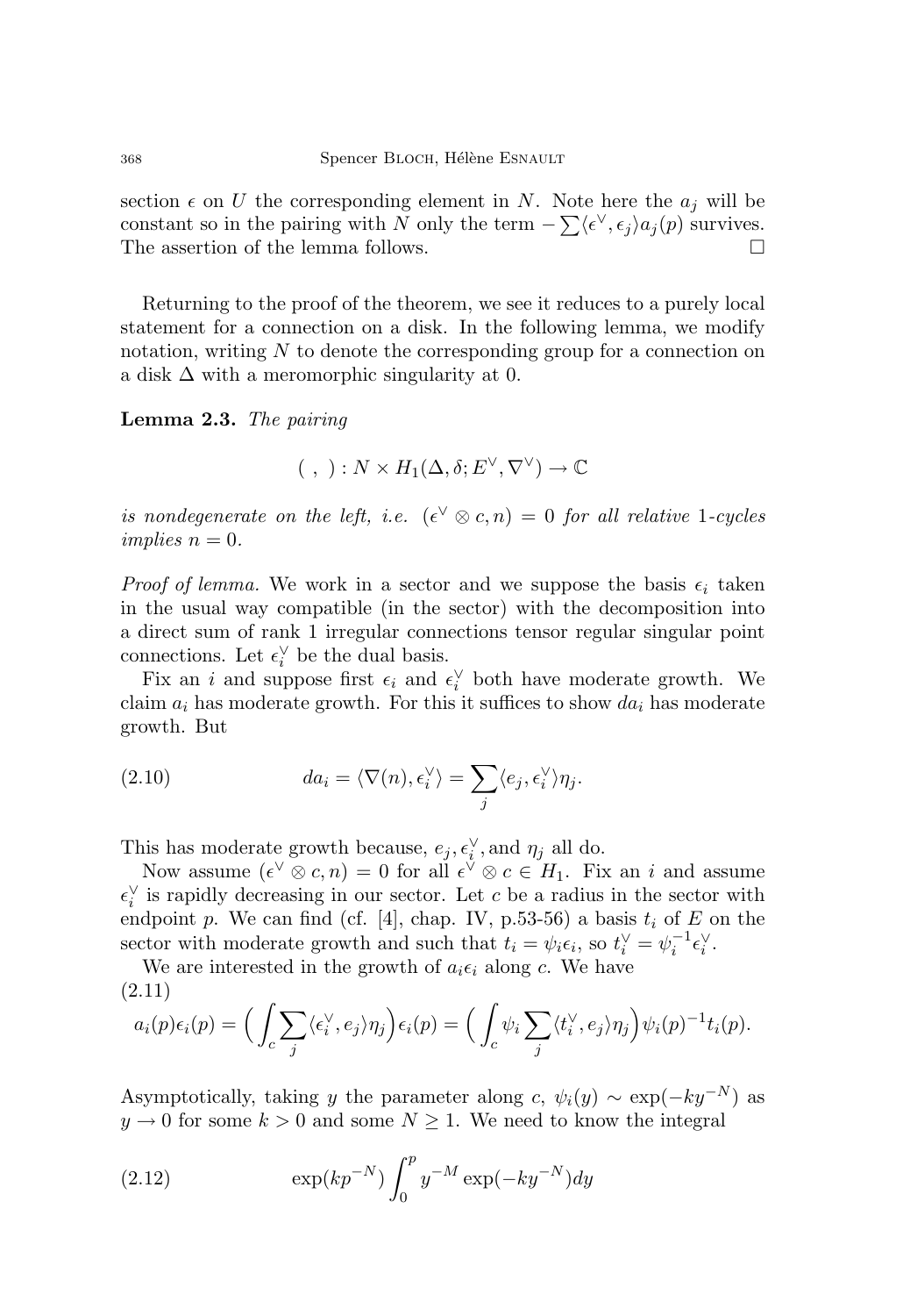section $\epsilon$ on $U$ the corresponding element in $N$. Note here the $a_j$ will be constant so in the pairing with $N$ only the term $-\sum\langle\epsilon^\vee, \epsilon_j\rangle a_j(p)$ survives. The assertion of the lemma follows. $\square$

Returning to the proof of the theorem, we see it reduces to a purely local statement for a connection on a disk. In the following lemma, we modify notation, writing $N$ to denote the corresponding group for a connection on a disk $\Delta$ with a meromorphic singularity at 0.

**Lemma 2.3.** *The pairing*

$$( \ , \ ) : N \times H_1(\Delta, \delta; E^\vee, \nabla^\vee) \to \mathbb{C}$$

*is nondegenerate on the left, i.e.* $(\epsilon^\vee \otimes c, n) = 0$ *for all relative* 1*-cycles implies* $n = 0$.

*Proof of lemma.* We work in a sector and we suppose the basis $\epsilon_i$ taken in the usual way compatible (in the sector) with the decomposition into a direct sum of rank 1 irregular connections tensor regular singular point connections. Let $\epsilon_i^\vee$ be the dual basis.

Fix an $i$ and suppose first $\epsilon_i$ and $\epsilon_i^\vee$ both have moderate growth. We claim $a_i$ has moderate growth. For this it suffices to show $da_i$ has moderate growth. But

$$da_i = \langle \nabla(n), \epsilon_i^\vee\rangle = \sum_j \langle e_j, \epsilon_i^\vee\rangle \eta_j. \tag{2.10}$$

This has moderate growth because, $e_j, \epsilon_i^\vee$, and $\eta_j$ all do.

Now assume $(\epsilon^\vee \otimes c, n) = 0$ for all $\epsilon^\vee \otimes c \in H_1$. Fix an $i$ and assume $\epsilon_i^\vee$ is rapidly decreasing in our sector. Let $c$ be a radius in the sector with endpoint $p$. We can find (cf. [4], chap. IV, p.53-56) a basis $t_i$ of $E$ on the sector with moderate growth and such that $t_i = \psi_i \epsilon_i$, so $t_i^\vee = \psi_i^{-1}\epsilon_i^\vee$.

We are interested in the growth of $a_i\epsilon_i$ along $c$. We have

$$a_i(p)\epsilon_i(p) = \Big(\int_c \sum_j \langle \epsilon_i^\vee, e_j\rangle \eta_j\Big)\epsilon_i(p) = \Big(\int_c \psi_i \sum_j \langle t_i^\vee, e_j\rangle \eta_j\Big)\psi_i(p)^{-1}t_i(p). \tag{2.11}$$

Asymptotically, taking $y$ the parameter along $c$, $\psi_i(y) \sim \exp(-ky^{-N})$ as $y \to 0$ for some $k > 0$ and some $N \geq 1$. We need to know the integral

$$\exp(kp^{-N})\int_0^p y^{-M}\exp(-ky^{-N})dy \tag{2.12}$$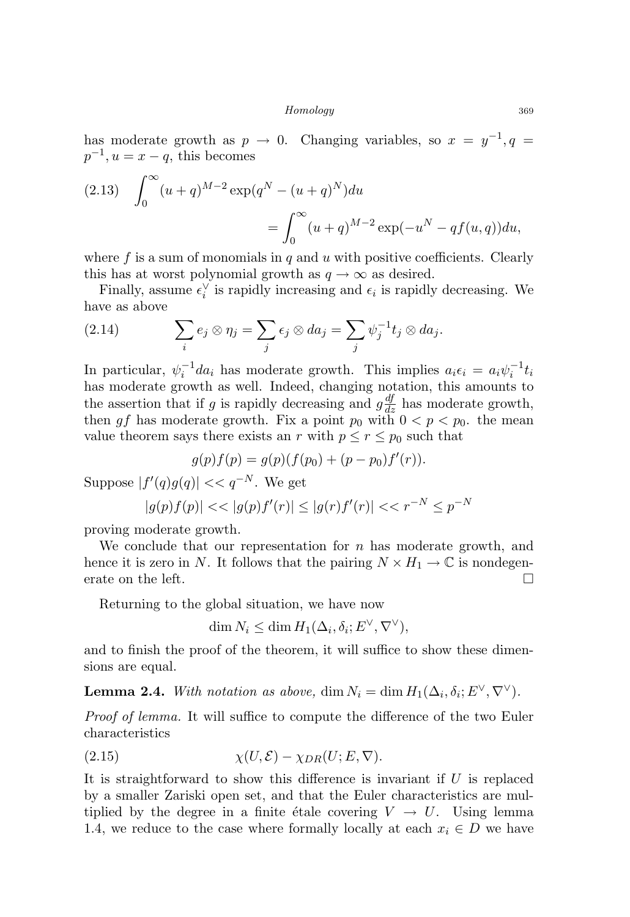has moderate growth as $p \to 0$. Changing variables, so $x = y^{-1}, q = p^{-1}, u = x - q$, this becomes

$$\int_0^\infty (u+q)^{M-2} \exp(q^N - (u+q)^N) du = \int_0^\infty (u+q)^{M-2} \exp(-u^N - qf(u,q)) du, \tag{2.13}$$

where $f$ is a sum of monomials in $q$ and $u$ with positive coefficients. Clearly this has at worst polynomial growth as $q \to \infty$ as desired.

Finally, assume $\epsilon_i^\vee$ is rapidly increasing and $\epsilon_i$ is rapidly decreasing. We have as above

$$\sum_i e_j \otimes \eta_j = \sum_j \epsilon_j \otimes da_j = \sum_j \psi_j^{-1} t_j \otimes da_j. \tag{2.14}$$

In particular, $\psi_i^{-1} da_i$ has moderate growth. This implies $a_i \epsilon_i = a_i \psi_i^{-1} t_i$ has moderate growth as well. Indeed, changing notation, this amounts to the assertion that if $g$ is rapidly decreasing and $g\frac{df}{dz}$ has moderate growth, then $gf$ has moderate growth. Fix a point $p_0$ with $0 < p < p_0$. the mean value theorem says there exists an $r$ with $p \leq r \leq p_0$ such that

$$g(p)f(p) = g(p)(f(p_0) + (p - p_0)f'(r)).$$

Suppose $|f'(q)g(q)| << q^{-N}$. We get

$$|g(p)f(p)| << |g(p)f'(r)| \leq |g(r)f'(r)| << r^{-N} \leq p^{-N}$$

proving moderate growth.

We conclude that our representation for $n$ has moderate growth, and hence it is zero in $N$. It follows that the pairing $N \times H_1 \to \mathbb{C}$ is nondegenerate on the left. $\square$

Returning to the global situation, we have now

$$\dim N_i \leq \dim H_1(\Delta_i, \delta_i; E^\vee, \nabla^\vee),$$

and to finish the proof of the theorem, it will suffice to show these dimensions are equal.

**Lemma 2.4.** *With notation as above,* $\dim N_i = \dim H_1(\Delta_i, \delta_i; E^\vee, \nabla^\vee)$.

*Proof of lemma.* It will suffice to compute the difference of the two Euler characteristics

$$\chi(U, \mathcal{E}) - \chi_{DR}(U; E, \nabla). \tag{2.15}$$

It is straightforward to show this difference is invariant if $U$ is replaced by a smaller Zariski open set, and that the Euler characteristics are multiplied by the degree in a finite étale covering $V \to U$. Using lemma 1.4, we reduce to the case where formally locally at each $x_i \in D$ we have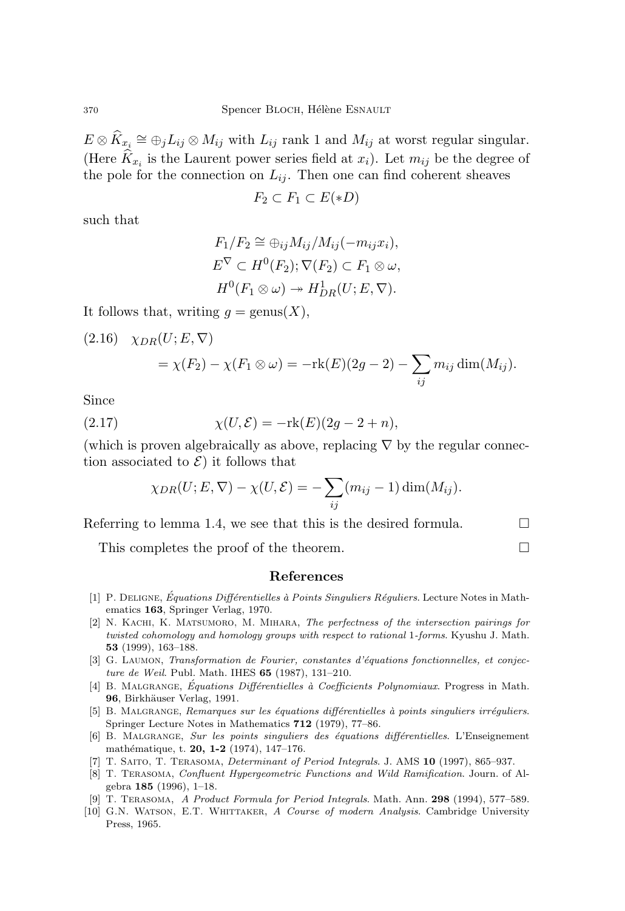$E \otimes \widehat{K}_{x_i} \cong \oplus_j L_{ij} \otimes M_{ij}$ with $L_{ij}$ rank 1 and $M_{ij}$ at worst regular singular. (Here $\widehat{K}_{x_i}$ is the Laurent power series field at $x_i$). Let $m_{ij}$ be the degree of the pole for the connection on $L_{ij}$. Then one can find coherent sheaves

$$F_2 \subset F_1 \subset E(*D)$$

such than

$$F_1/F_2 \cong \oplus_{ij} M_{ij}/M_{ij}(-m_{ij}x_i),$$
$$E^\nabla \subset H^0(F_2); \nabla(F_2) \subset F_1 \otimes \omega,$$
$$H^0(F_1 \otimes \omega) \twoheadrightarrow H^1_{DR}(U; E, \nabla).$$

It follows that, writing $g = \text{genus}(X)$,

$$\chi_{DR}(U; E, \nabla) = \chi(F_2) - \chi(F_1 \otimes \omega) = -\text{rk}(E)(2g-2) - \sum_{ij} m_{ij} \dim(M_{ij}). \tag{2.16}$$

Since

$$\chi(U, \mathcal{E}) = -\text{rk}(E)(2g-2+n), \tag{2.17}$$

(which is proven algebraically as above, replacing $\nabla$ by the regular connection associated to $\mathcal{E}$) it follows that

$$\chi_{DR}(U; E, \nabla) - \chi(U, \mathcal{E}) = -\sum_{ij}(m_{ij}-1)\dim(M_{ij}).$$

Referring to lemma 1.4, we see that this is the desired formula. □

This completes the proof of the theorem. □

## References

[1] P. Deligne, *Équations Différentielles à Points Singuliers Réguliers*. Lecture Notes in Mathematics **163**, Springer Verlag, 1970.

[2] N. Kachi, K. Matsumoro, M. Mihara, *The perfectness of the intersection pairings for twisted cohomology and homology groups with respect to rational 1-forms*. Kyushu J. Math. **53** (1999), 163–188.

[3] G. Laumon, *Transformation de Fourier, constantes d'équations fonctionnelles, et conjecture de Weil*. Publ. Math. IHES **65** (1987), 131–210.

[4] B. Malgrange, *Équations Différentielles à Coefficients Polynomiaux*. Progress in Math. **96**, Birkhäuser Verlag, 1991.

[5] B. Malgrange, *Remarques sur les équations différentielles à points singuliers irréguliers.* Springer Lecture Notes in Mathematics **712** (1979), 77–86.

[6] B. Malgrange, *Sur les points singuliers des équations différentielles.* L'Enseignement mathématique, t. **20, 1-2** (1974), 147–176.

[7] T. Saito, T. Terasoma, *Determinant of Period Integrals.* J. AMS **10** (1997), 865–937.

[8] T. Terasoma, *Confluent Hypergeometric Functions and Wild Ramification*. Journ. of Algebra **185** (1996), 1–18.

[9] T. Terasoma, *A Product Formula for Period Integrals*. Math. Ann. **298** (1994), 577–589.

[10] G.N. Watson, E.T. Whittaker, *A Course of modern Analysis*. Cambridge University Press, 1965.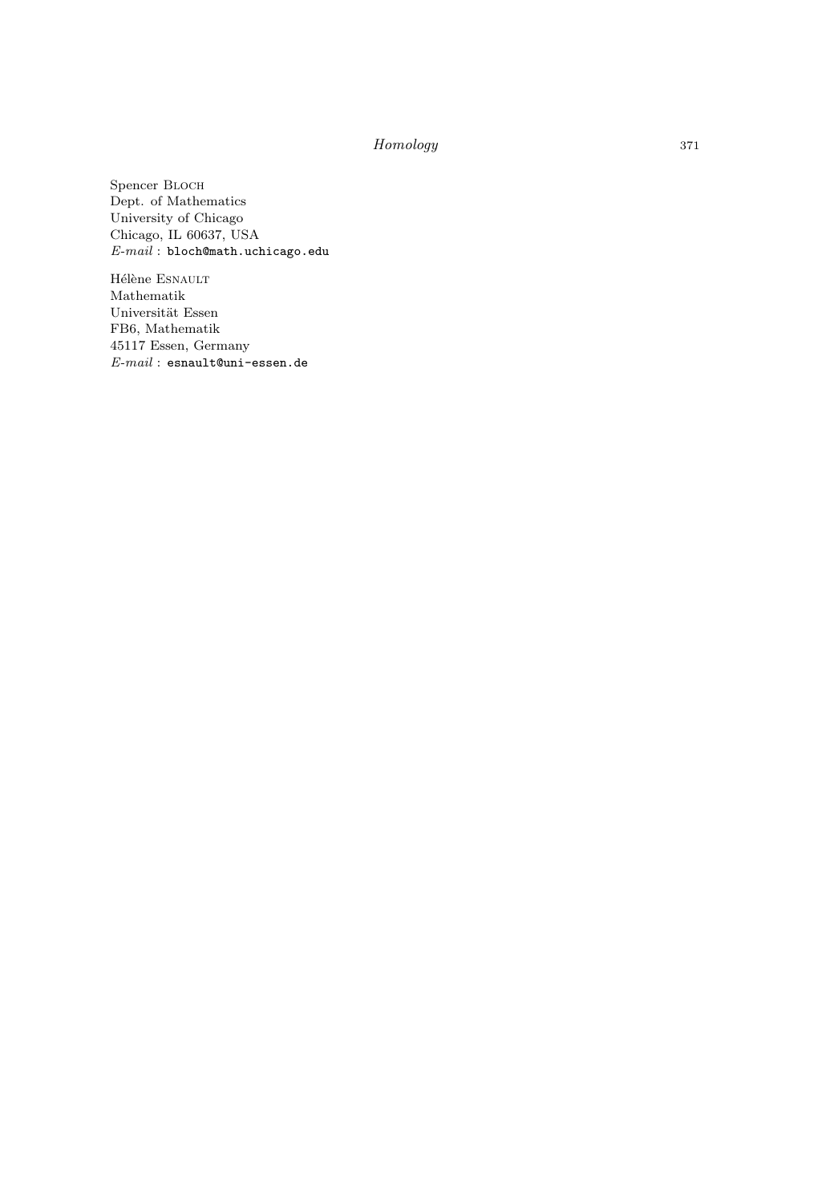Spencer Bloch
Dept. of Mathematics
University of Chicago
Chicago, IL 60637, USA
*E-mail* : bloch@math.uchicago.edu

Hélène Esnault
Mathematik
Universität Essen
FB6, Mathematik
45117 Essen, Germany
*E-mail* : esnault@uni-essen.de